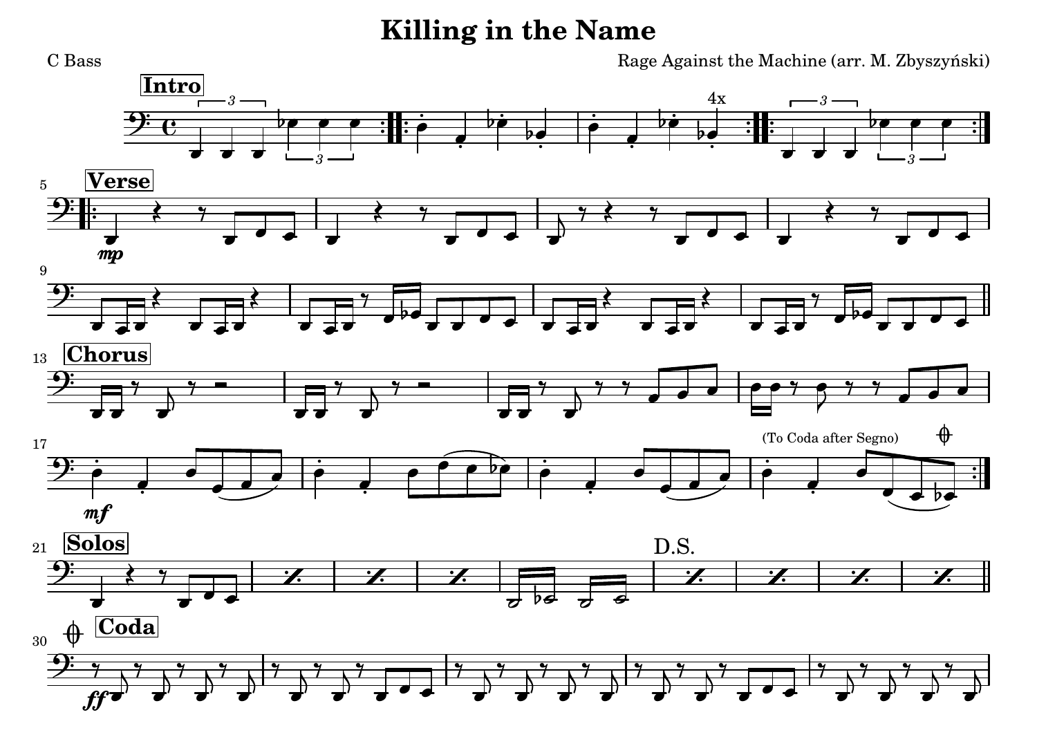# Killing in the Name

C Bass

Rage Against the Machine (arr. M. Zbyszyński)

**Intro**

4x

**Verse**

*mp*

**Chorus**

*mf*

(To Coda after Segno)

**Solos**

D.S.

**Coda**

*ff*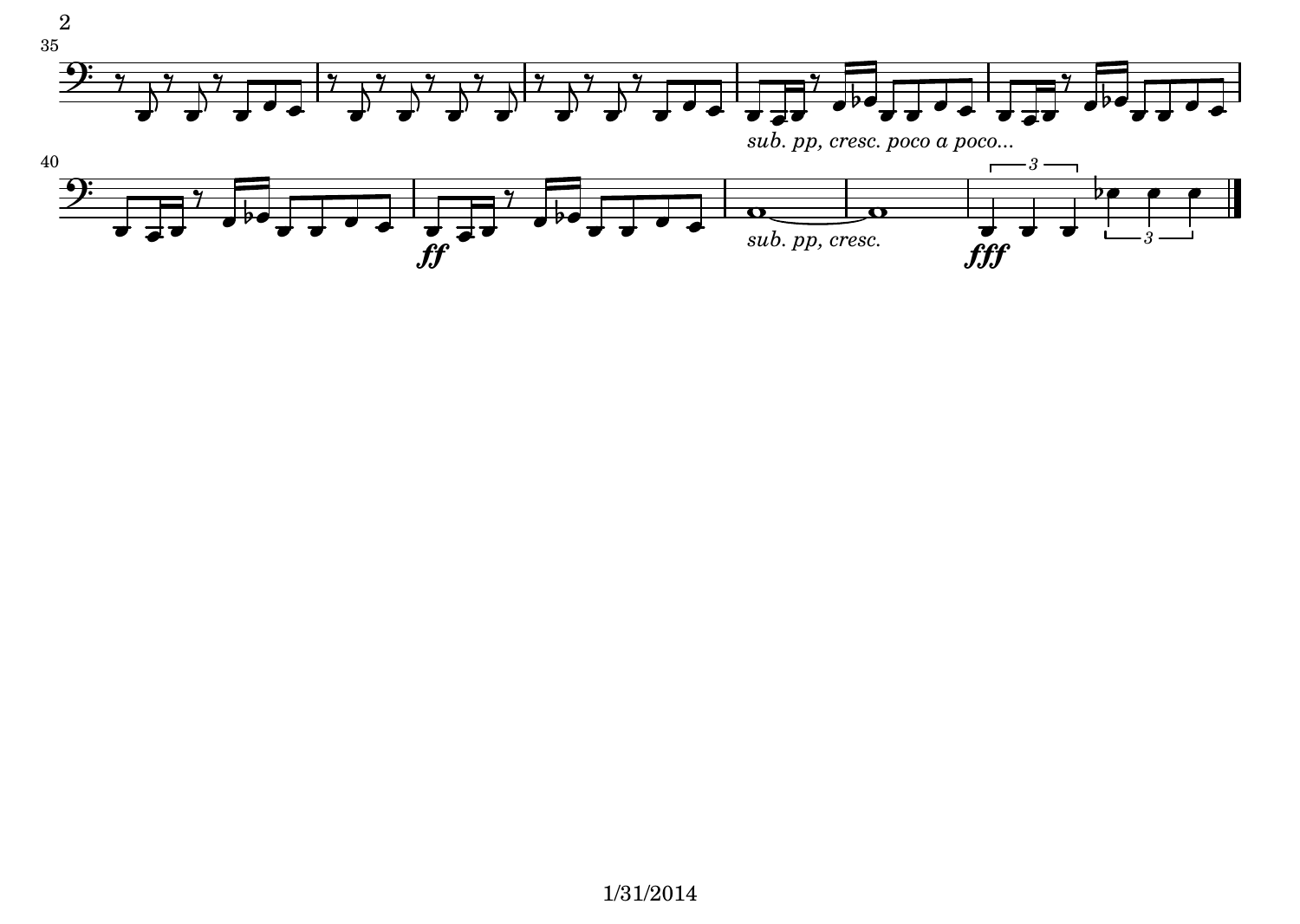*sub. pp, cresc. poco a poco...*

*ff*

*sub. pp, cresc.*

*fff*